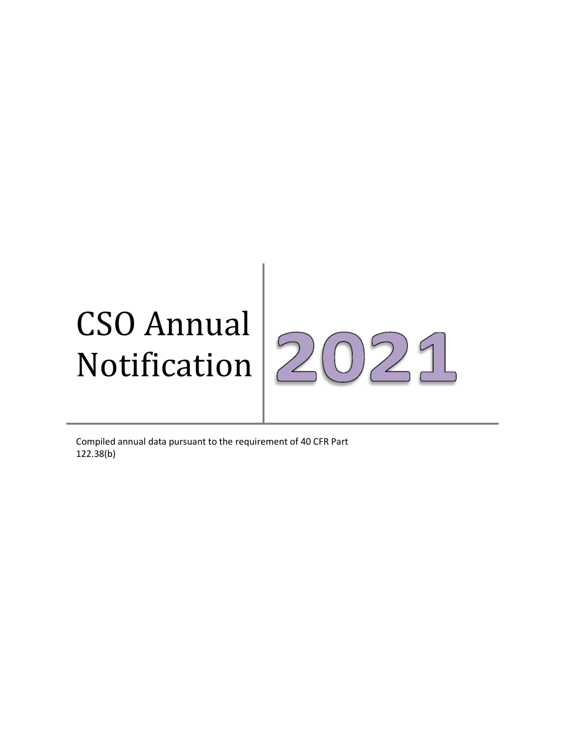# CSO Annual Notification 2021

Compiled annual data pursuant to the requirement of 40 CFR Part 122.38(b)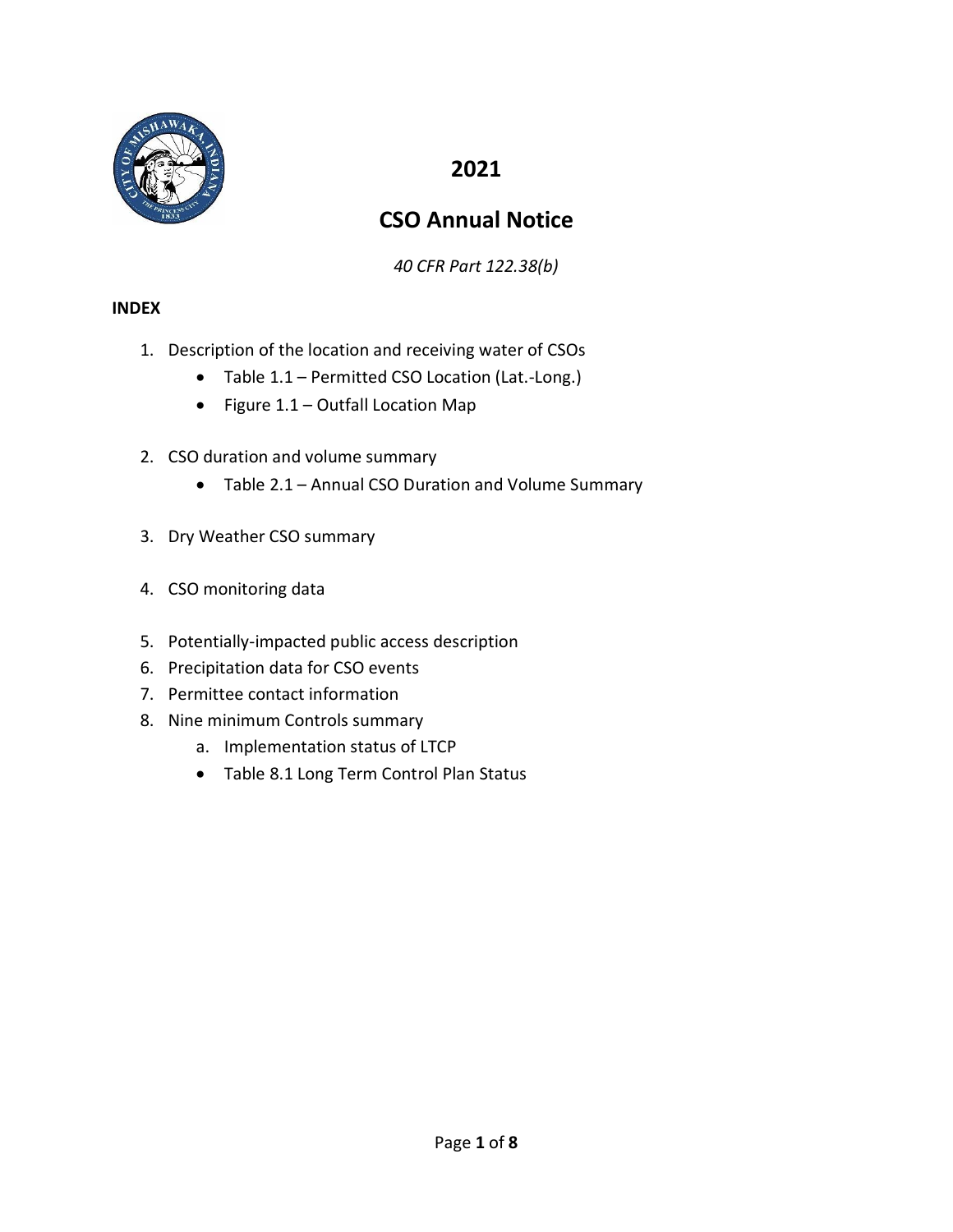# 2021

# CSO Annual Notice

*40 CFR Part 122.38(b)*

**INDEX**

1. Description of the location and receiving water of CSOs
   - Table 1.1 – Permitted CSO Location (Lat.-Long.)
   - Figure 1.1 – Outfall Location Map
2. CSO duration and volume summary
   - Table 2.1 – Annual CSO Duration and Volume Summary
3. Dry Weather CSO summary
4. CSO monitoring data
5. Potentially-impacted public access description
6. Precipitation data for CSO events
7. Permittee contact information
8. Nine minimum Controls summary
   a. Implementation status of LTCP
   - Table 8.1 Long Term Control Plan Status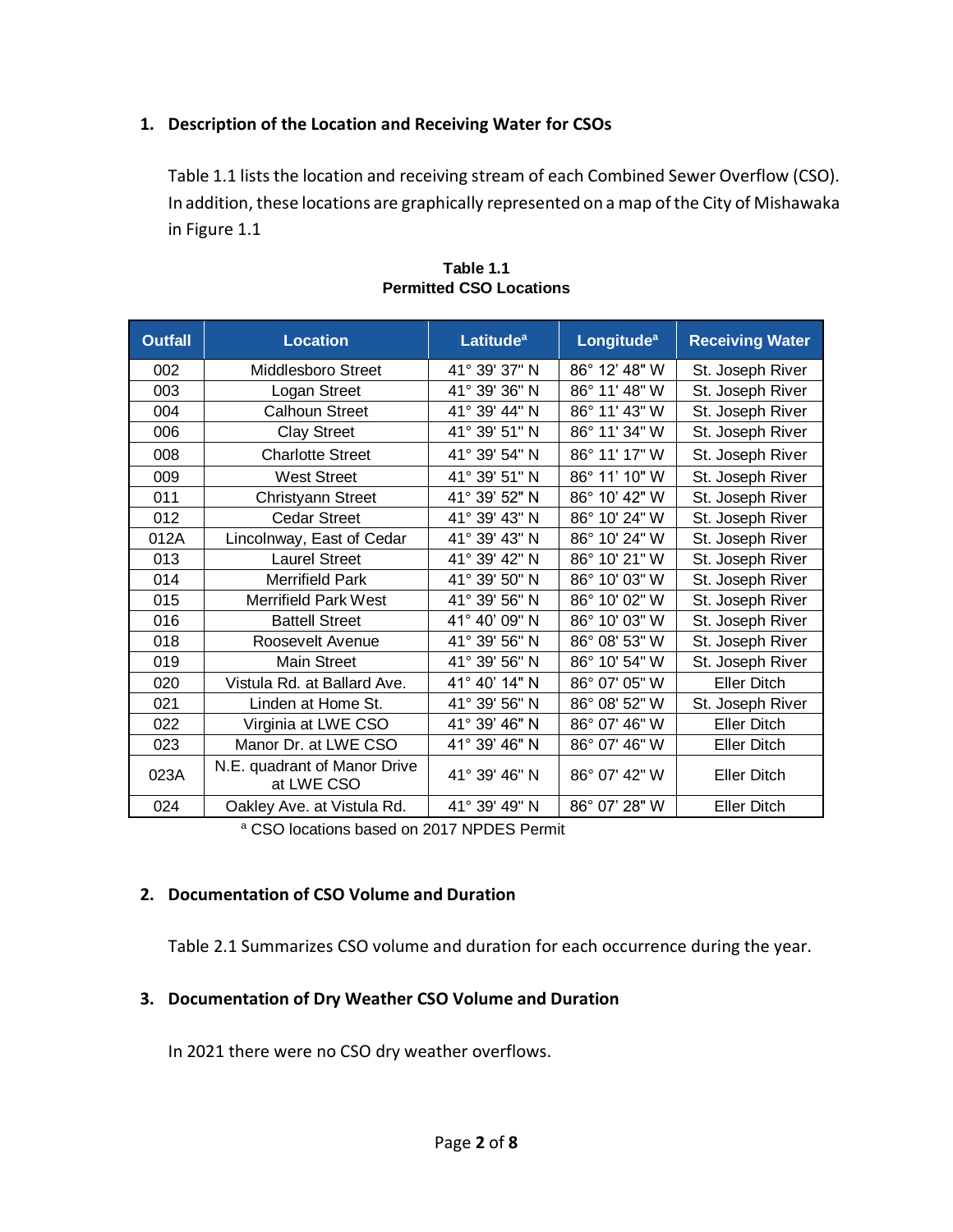## 1. Description of the Location and Receiving Water for CSOs

Table 1.1 lists the location and receiving stream of each Combined Sewer Overflow (CSO). In addition, these locations are graphically represented on a map of the City of Mishawaka in Figure 1.1

**Table 1.1**
**Permitted CSO Locations**

| Outfall | Location | Latitude[a] | Longitude[a] | Receiving Water |
|---|---|---|---|---|
| 002 | Middlesboro Street | 41° 39' 37" N | 86° 12' 48" W | St. Joseph River |
| 003 | Logan Street | 41° 39' 36" N | 86° 11' 48" W | St. Joseph River |
| 004 | Calhoun Street | 41° 39' 44" N | 86° 11' 43" W | St. Joseph River |
| 006 | Clay Street | 41° 39' 51" N | 86° 11' 34" W | St. Joseph River |
| 008 | Charlotte Street | 41° 39' 54" N | 86° 11' 17" W | St. Joseph River |
| 009 | West Street | 41° 39' 51" N | 86° 11' 10" W | St. Joseph River |
| 011 | Christyann Street | 41° 39' 52" N | 86° 10' 42" W | St. Joseph River |
| 012 | Cedar Street | 41° 39' 43" N | 86° 10' 24" W | St. Joseph River |
| 012A | Lincolnway, East of Cedar | 41° 39' 43" N | 86° 10' 24" W | St. Joseph River |
| 013 | Laurel Street | 41° 39' 42" N | 86° 10' 21" W | St. Joseph River |
| 014 | Merrifield Park | 41° 39' 50" N | 86° 10' 03" W | St. Joseph River |
| 015 | Merrifield Park West | 41° 39' 56" N | 86° 10' 02" W | St. Joseph River |
| 016 | Battell Street | 41° 40' 09" N | 86° 10' 03" W | St. Joseph River |
| 018 | Roosevelt Avenue | 41° 39' 56" N | 86° 08' 53" W | St. Joseph River |
| 019 | Main Street | 41° 39' 56" N | 86° 10' 54" W | St. Joseph River |
| 020 | Vistula Rd. at Ballard Ave. | 41° 40' 14" N | 86° 07' 05" W | Eller Ditch |
| 021 | Linden at Home St. | 41° 39' 56" N | 86° 08' 52" W | St. Joseph River |
| 022 | Virginia at LWE CSO | 41° 39' 46" N | 86° 07' 46" W | Eller Ditch |
| 023 | Manor Dr. at LWE CSO | 41° 39' 46" N | 86° 07' 46" W | Eller Ditch |
| 023A | N.E. quadrant of Manor Drive at LWE CSO | 41° 39' 46" N | 86° 07' 42" W | Eller Ditch |
| 024 | Oakley Ave. at Vistula Rd. | 41° 39' 49" N | 86° 07' 28" W | Eller Ditch |

[a] CSO locations based on 2017 NPDES Permit

## 2. Documentation of CSO Volume and Duration

Table 2.1 Summarizes CSO volume and duration for each occurrence during the year.

## 3. Documentation of Dry Weather CSO Volume and Duration

In 2021 there were no CSO dry weather overflows.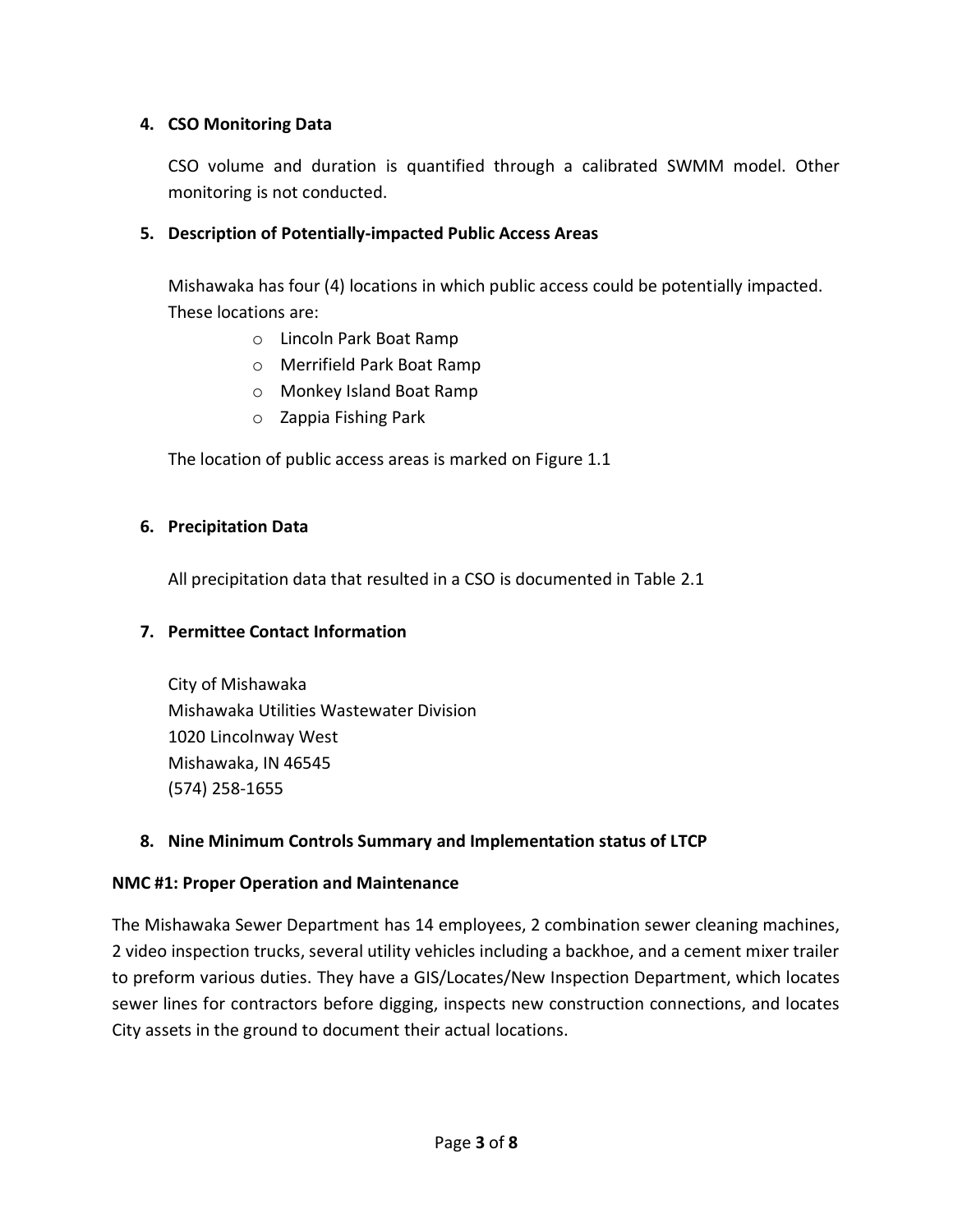## 4. CSO Monitoring Data

CSO volume and duration is quantified through a calibrated SWMM model. Other monitoring is not conducted.

## 5. Description of Potentially-impacted Public Access Areas

Mishawaka has four (4) locations in which public access could be potentially impacted. These locations are:

- Lincoln Park Boat Ramp
- Merrifield Park Boat Ramp
- Monkey Island Boat Ramp
- Zappia Fishing Park

The location of public access areas is marked on Figure 1.1

## 6. Precipitation Data

All precipitation data that resulted in a CSO is documented in Table 2.1

## 7. Permittee Contact Information

City of Mishawaka
Mishawaka Utilities Wastewater Division
1020 Lincolnway West
Mishawaka, IN 46545
(574) 258-1655

## 8. Nine Minimum Controls Summary and Implementation status of LTCP

### NMC #1: Proper Operation and Maintenance

The Mishawaka Sewer Department has 14 employees, 2 combination sewer cleaning machines, 2 video inspection trucks, several utility vehicles including a backhoe, and a cement mixer trailer to preform various duties. They have a GIS/Locates/New Inspection Department, which locates sewer lines for contractors before digging, inspects new construction connections, and locates City assets in the ground to document their actual locations.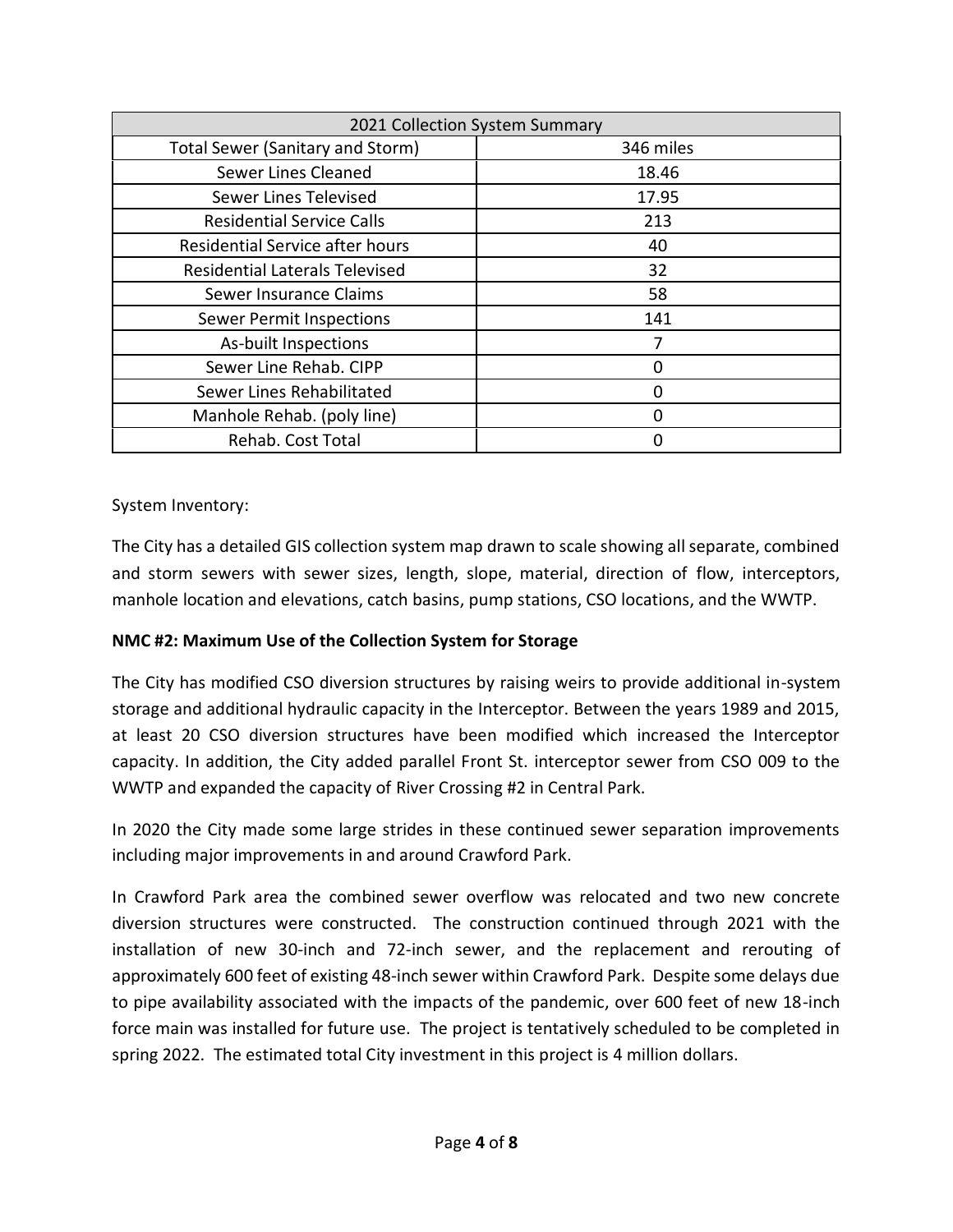| 2021 Collection System Summary | |
|---|---|
| Total Sewer (Sanitary and Storm) | 346 miles |
| Sewer Lines Cleaned | 18.46 |
| Sewer Lines Televised | 17.95 |
| Residential Service Calls | 213 |
| Residential Service after hours | 40 |
| Residential Laterals Televised | 32 |
| Sewer Insurance Claims | 58 |
| Sewer Permit Inspections | 141 |
| As-built Inspections | 7 |
| Sewer Line Rehab. CIPP | 0 |
| Sewer Lines Rehabilitated | 0 |
| Manhole Rehab. (poly line) | 0 |
| Rehab. Cost Total | 0 |

System Inventory:

The City has a detailed GIS collection system map drawn to scale showing all separate, combined and storm sewers with sewer sizes, length, slope, material, direction of flow, interceptors, manhole location and elevations, catch basins, pump stations, CSO locations, and the WWTP.

**NMC #2: Maximum Use of the Collection System for Storage**

The City has modified CSO diversion structures by raising weirs to provide additional in-system storage and additional hydraulic capacity in the Interceptor. Between the years 1989 and 2015, at least 20 CSO diversion structures have been modified which increased the Interceptor capacity. In addition, the City added parallel Front St. interceptor sewer from CSO 009 to the WWTP and expanded the capacity of River Crossing #2 in Central Park.

In 2020 the City made some large strides in these continued sewer separation improvements including major improvements in and around Crawford Park.

In Crawford Park area the combined sewer overflow was relocated and two new concrete diversion structures were constructed. The construction continued through 2021 with the installation of new 30-inch and 72-inch sewer, and the replacement and rerouting of approximately 600 feet of existing 48-inch sewer within Crawford Park. Despite some delays due to pipe availability associated with the impacts of the pandemic, over 600 feet of new 18-inch force main was installed for future use. The project is tentatively scheduled to be completed in spring 2022. The estimated total City investment in this project is 4 million dollars.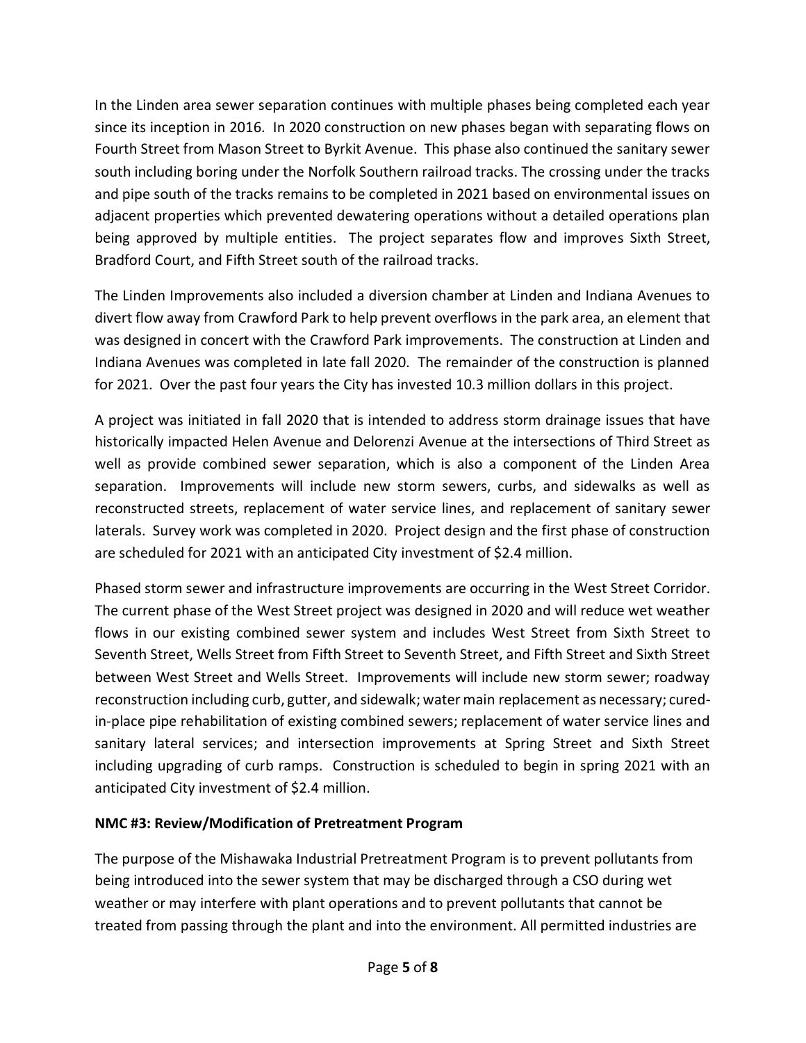In the Linden area sewer separation continues with multiple phases being completed each year since its inception in 2016. In 2020 construction on new phases began with separating flows on Fourth Street from Mason Street to Byrkit Avenue. This phase also continued the sanitary sewer south including boring under the Norfolk Southern railroad tracks. The crossing under the tracks and pipe south of the tracks remains to be completed in 2021 based on environmental issues on adjacent properties which prevented dewatering operations without a detailed operations plan being approved by multiple entities. The project separates flow and improves Sixth Street, Bradford Court, and Fifth Street south of the railroad tracks.

The Linden Improvements also included a diversion chamber at Linden and Indiana Avenues to divert flow away from Crawford Park to help prevent overflows in the park area, an element that was designed in concert with the Crawford Park improvements. The construction at Linden and Indiana Avenues was completed in late fall 2020. The remainder of the construction is planned for 2021. Over the past four years the City has invested 10.3 million dollars in this project.

A project was initiated in fall 2020 that is intended to address storm drainage issues that have historically impacted Helen Avenue and Delorenzi Avenue at the intersections of Third Street as well as provide combined sewer separation, which is also a component of the Linden Area separation. Improvements will include new storm sewers, curbs, and sidewalks as well as reconstructed streets, replacement of water service lines, and replacement of sanitary sewer laterals. Survey work was completed in 2020. Project design and the first phase of construction are scheduled for 2021 with an anticipated City investment of $2.4 million.

Phased storm sewer and infrastructure improvements are occurring in the West Street Corridor. The current phase of the West Street project was designed in 2020 and will reduce wet weather flows in our existing combined sewer system and includes West Street from Sixth Street to Seventh Street, Wells Street from Fifth Street to Seventh Street, and Fifth Street and Sixth Street between West Street and Wells Street. Improvements will include new storm sewer; roadway reconstruction including curb, gutter, and sidewalk; water main replacement as necessary; cured-in-place pipe rehabilitation of existing combined sewers; replacement of water service lines and sanitary lateral services; and intersection improvements at Spring Street and Sixth Street including upgrading of curb ramps. Construction is scheduled to begin in spring 2021 with an anticipated City investment of $2.4 million.

**NMC #3: Review/Modification of Pretreatment Program**

The purpose of the Mishawaka Industrial Pretreatment Program is to prevent pollutants from being introduced into the sewer system that may be discharged through a CSO during wet weather or may interfere with plant operations and to prevent pollutants that cannot be treated from passing through the plant and into the environment. All permitted industries are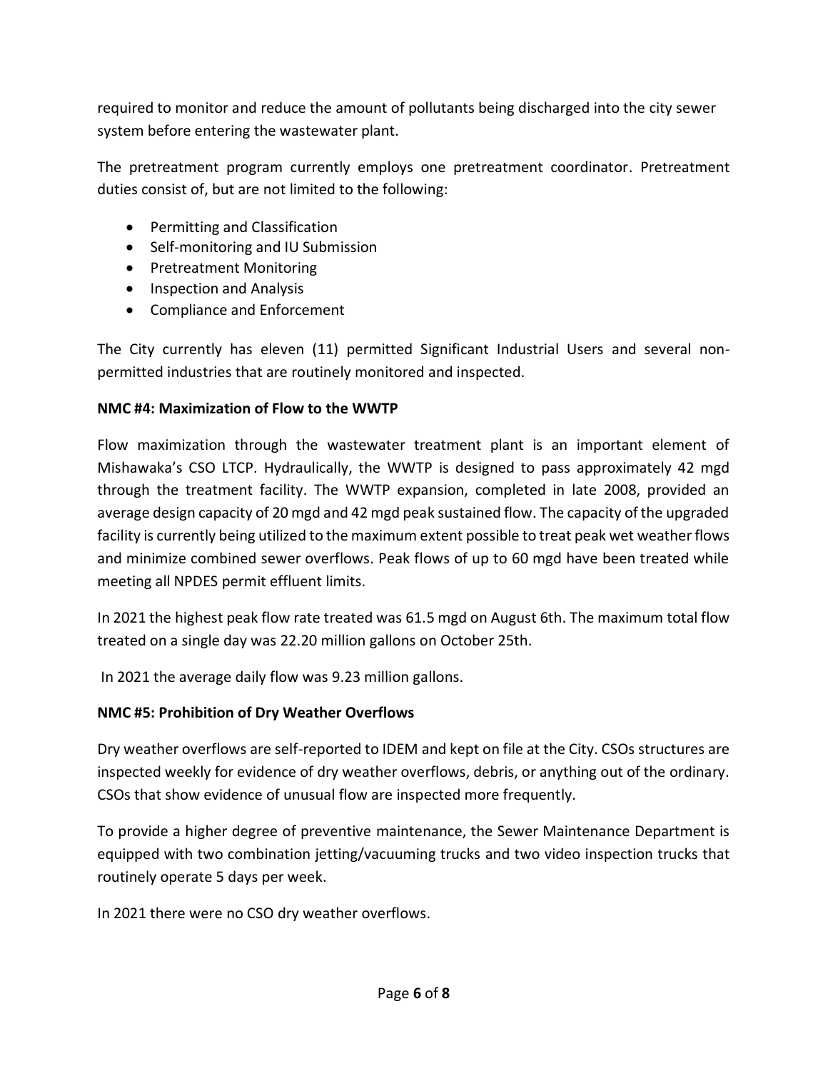required to monitor and reduce the amount of pollutants being discharged into the city sewer system before entering the wastewater plant.

The pretreatment program currently employs one pretreatment coordinator. Pretreatment duties consist of, but are not limited to the following:

- Permitting and Classification
- Self-monitoring and IU Submission
- Pretreatment Monitoring
- Inspection and Analysis
- Compliance and Enforcement

The City currently has eleven (11) permitted Significant Industrial Users and several non-permitted industries that are routinely monitored and inspected.

**NMC #4: Maximization of Flow to the WWTP**

Flow maximization through the wastewater treatment plant is an important element of Mishawaka's CSO LTCP. Hydraulically, the WWTP is designed to pass approximately 42 mgd through the treatment facility. The WWTP expansion, completed in late 2008, provided an average design capacity of 20 mgd and 42 mgd peak sustained flow. The capacity of the upgraded facility is currently being utilized to the maximum extent possible to treat peak wet weather flows and minimize combined sewer overflows. Peak flows of up to 60 mgd have been treated while meeting all NPDES permit effluent limits.

In 2021 the highest peak flow rate treated was 61.5 mgd on August 6th. The maximum total flow treated on a single day was 22.20 million gallons on October 25th.

In 2021 the average daily flow was 9.23 million gallons.

**NMC #5: Prohibition of Dry Weather Overflows**

Dry weather overflows are self-reported to IDEM and kept on file at the City. CSOs structures are inspected weekly for evidence of dry weather overflows, debris, or anything out of the ordinary. CSOs that show evidence of unusual flow are inspected more frequently.

To provide a higher degree of preventive maintenance, the Sewer Maintenance Department is equipped with two combination jetting/vacuuming trucks and two video inspection trucks that routinely operate 5 days per week.

In 2021 there were no CSO dry weather overflows.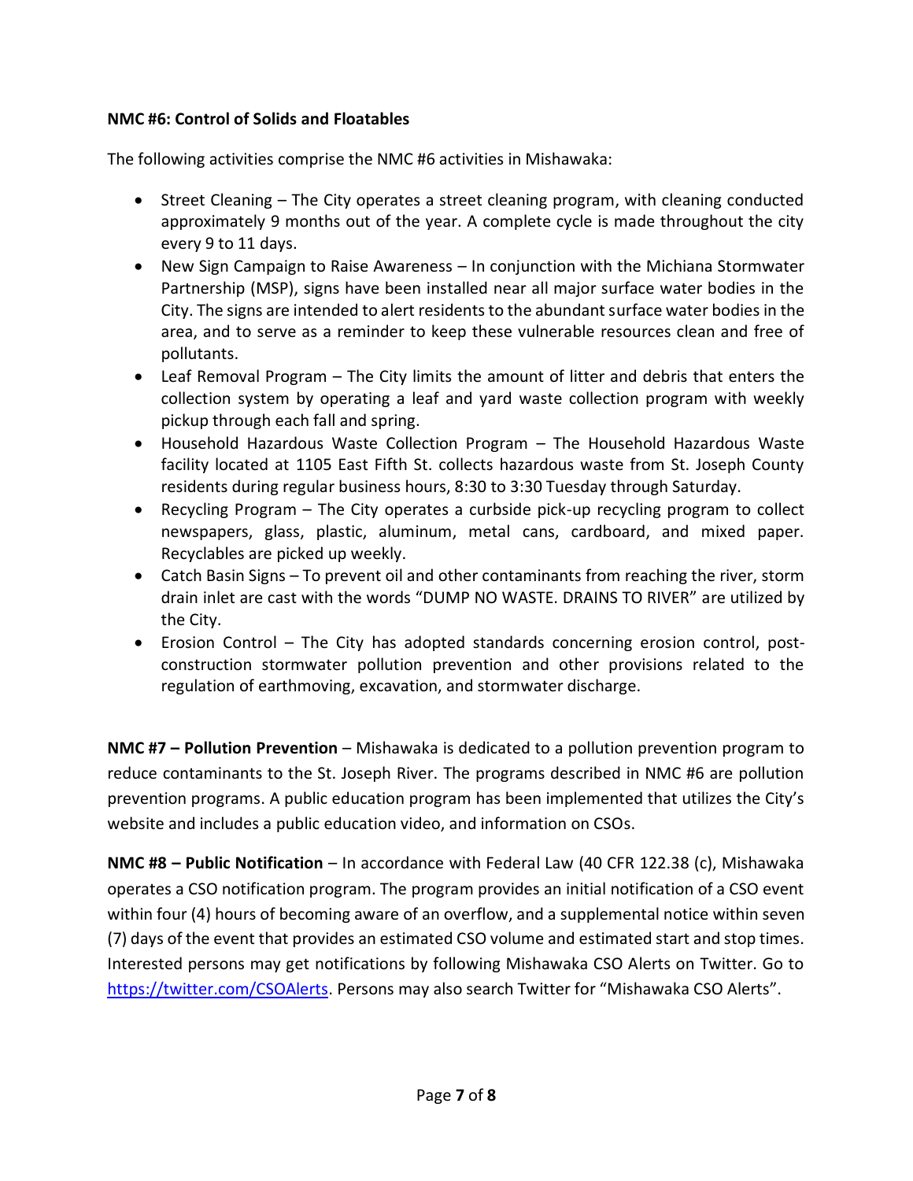**NMC #6: Control of Solids and Floatables**

The following activities comprise the NMC #6 activities in Mishawaka:

- Street Cleaning – The City operates a street cleaning program, with cleaning conducted approximately 9 months out of the year. A complete cycle is made throughout the city every 9 to 11 days.
- New Sign Campaign to Raise Awareness – In conjunction with the Michiana Stormwater Partnership (MSP), signs have been installed near all major surface water bodies in the City. The signs are intended to alert residents to the abundant surface water bodies in the area, and to serve as a reminder to keep these vulnerable resources clean and free of pollutants.
- Leaf Removal Program – The City limits the amount of litter and debris that enters the collection system by operating a leaf and yard waste collection program with weekly pickup through each fall and spring.
- Household Hazardous Waste Collection Program – The Household Hazardous Waste facility located at 1105 East Fifth St. collects hazardous waste from St. Joseph County residents during regular business hours, 8:30 to 3:30 Tuesday through Saturday.
- Recycling Program – The City operates a curbside pick-up recycling program to collect newspapers, glass, plastic, aluminum, metal cans, cardboard, and mixed paper. Recyclables are picked up weekly.
- Catch Basin Signs – To prevent oil and other contaminants from reaching the river, storm drain inlet are cast with the words "DUMP NO WASTE. DRAINS TO RIVER" are utilized by the City.
- Erosion Control – The City has adopted standards concerning erosion control, post-construction stormwater pollution prevention and other provisions related to the regulation of earthmoving, excavation, and stormwater discharge.

**NMC #7 – Pollution Prevention** – Mishawaka is dedicated to a pollution prevention program to reduce contaminants to the St. Joseph River. The programs described in NMC #6 are pollution prevention programs. A public education program has been implemented that utilizes the City's website and includes a public education video, and information on CSOs.

**NMC #8 – Public Notification** – In accordance with Federal Law (40 CFR 122.38 (c), Mishawaka operates a CSO notification program. The program provides an initial notification of a CSO event within four (4) hours of becoming aware of an overflow, and a supplemental notice within seven (7) days of the event that provides an estimated CSO volume and estimated start and stop times. Interested persons may get notifications by following Mishawaka CSO Alerts on Twitter. Go to [https://twitter.com/CSOAlerts](https://twitter.com/CSOAlerts). Persons may also search Twitter for "Mishawaka CSO Alerts".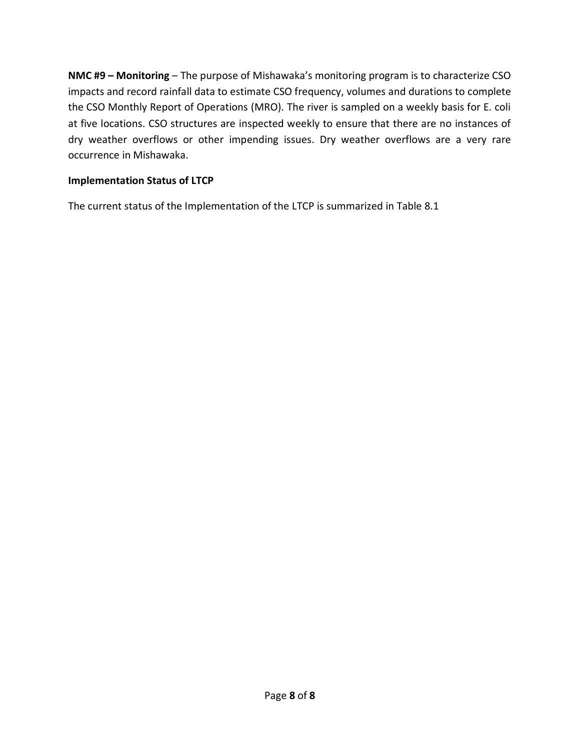**NMC #9 – Monitoring** – The purpose of Mishawaka's monitoring program is to characterize CSO impacts and record rainfall data to estimate CSO frequency, volumes and durations to complete the CSO Monthly Report of Operations (MRO). The river is sampled on a weekly basis for E. coli at five locations. CSO structures are inspected weekly to ensure that there are no instances of dry weather overflows or other impending issues. Dry weather overflows are a very rare occurrence in Mishawaka.

**Implementation Status of LTCP**

The current status of the Implementation of the LTCP is summarized in Table 8.1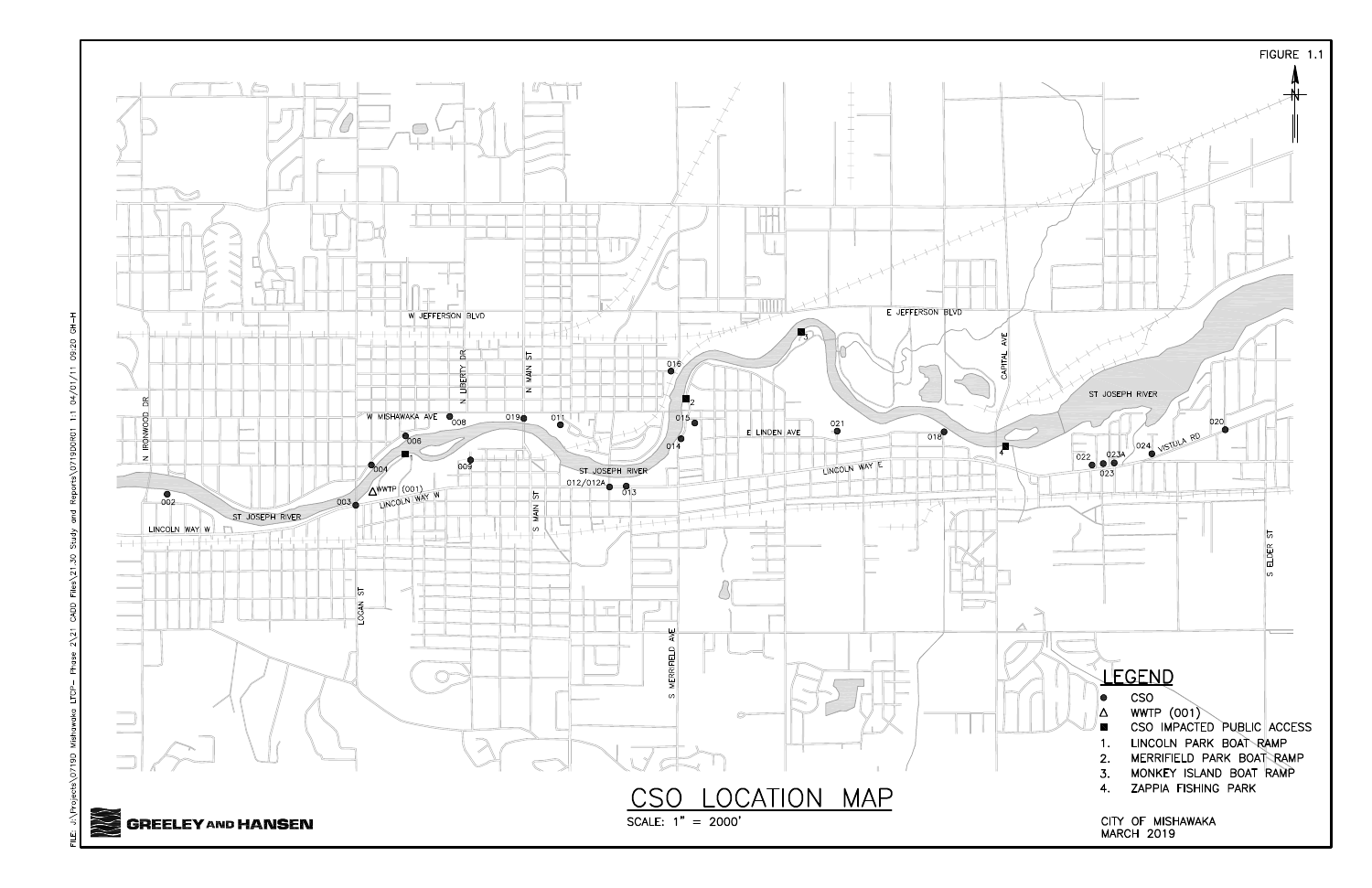FIGURE 1.1

# CSO LOCATION MAP

SCALE: 1" = 2000'

## LEGEND

- ● CSO
- △ WWTP (001)
- ■ CSO IMPACTED PUBLIC ACCESS

1. LINCOLN PARK BOAT RAMP
2. MERRIFIELD PARK BOAT RAMP
3. MONKEY ISLAND BOAT RAMP
4. ZAPPIA FISHING PARK

CITY OF MISHAWAKA
MARCH 2019

GREELEY AND HANSEN

FILE: J:\Projects\07190 Mishawaka LTCP- Phase 2\21 CADD Files\21.30 Study and Reports\07190DR01 1.1 04/01/11 09:20 GH-H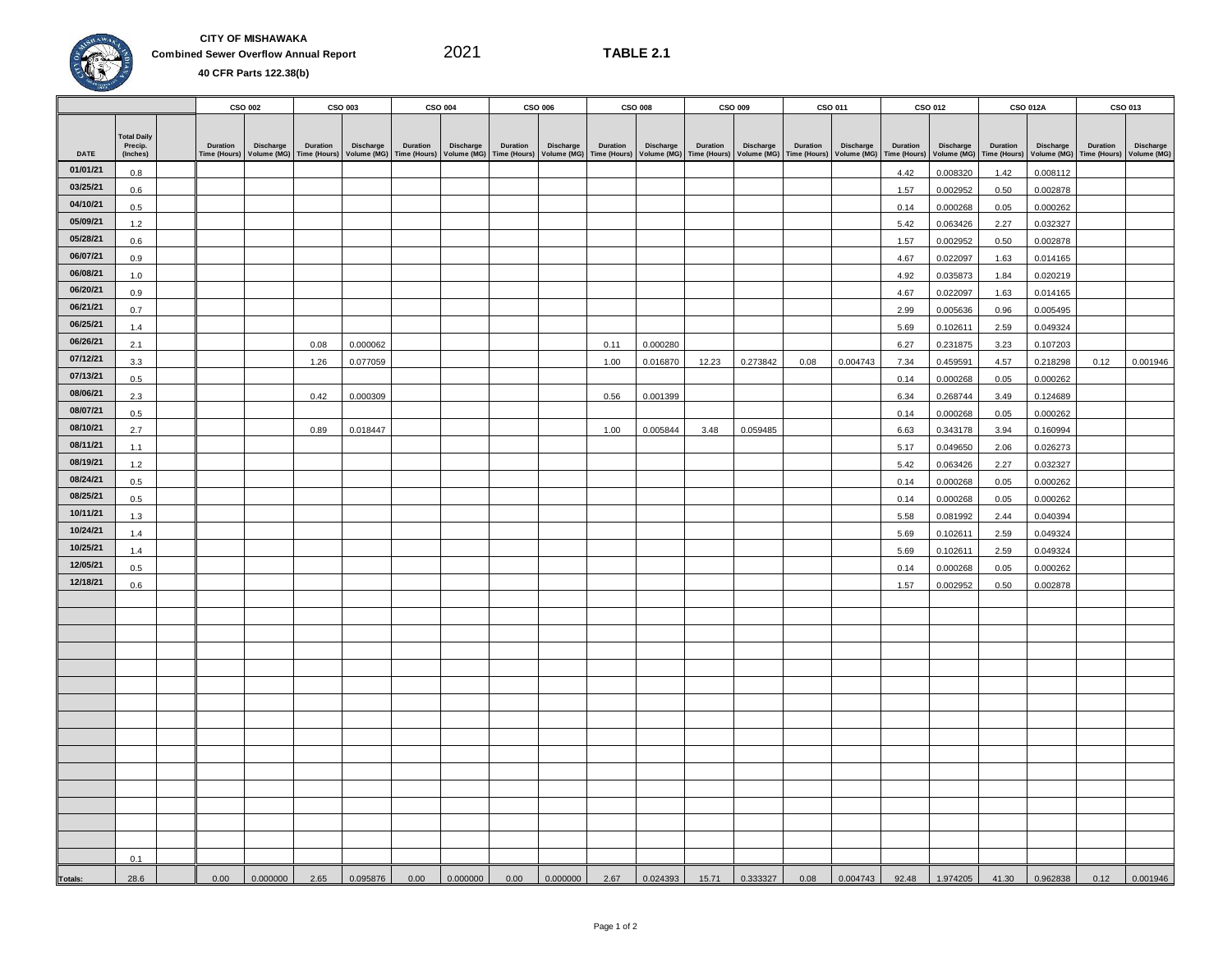**CITY OF MISHAWAKA**

**Combined Sewer Overflow Annual Report** 2021 **TABLE 2.1**

**40 CFR Parts 122.38(b)**

| | | | CSO 002 | | CSO 003 | | CSO 004 | | CSO 006 | | CSO 008 | | CSO 009 | | CSO 011 | | CSO 012 | | CSO 012A | | CSO 013 | |
|---|---|---|---|---|---|---|---|---|---|---|---|---|---|---|---|---|---|---|---|---|---|---|
| DATE | Total Daily Precip. (Inches) | | Duration Time (Hours) | Discharge Volume (MG) | Duration Time (Hours) | Discharge Volume (MG) | Duration Time (Hours) | Discharge Volume (MG) | Duration Time (Hours) | Discharge Volume (MG) | Duration Time (Hours) | Discharge Volume (MG) | Duration Time (Hours) | Discharge Volume (MG) | Duration Time (Hours) | Discharge Volume (MG) | Duration Time (Hours) | Discharge Volume (MG) | Duration Time (Hours) | Discharge Volume (MG) | Duration Time (Hours) | Discharge Volume (MG) |
| 01/01/21 | 0.8 | | | | | | | | | | | | | | | | 4.42 | 0.008320 | 1.42 | 0.008112 | | |
| 03/25/21 | 0.6 | | | | | | | | | | | | | | | | 1.57 | 0.002952 | 0.50 | 0.002878 | | |
| 04/10/21 | 0.5 | | | | | | | | | | | | | | | | 0.14 | 0.000268 | 0.05 | 0.000262 | | |
| 05/09/21 | 1.2 | | | | | | | | | | | | | | | | 5.42 | 0.063426 | 2.27 | 0.032327 | | |
| 05/28/21 | 0.6 | | | | | | | | | | | | | | | | 1.57 | 0.002952 | 0.50 | 0.002878 | | |
| 06/07/21 | 0.9 | | | | | | | | | | | | | | | | 4.67 | 0.022097 | 1.63 | 0.014165 | | |
| 06/08/21 | 1.0 | | | | | | | | | | | | | | | | 4.92 | 0.035873 | 1.84 | 0.020219 | | |
| 06/20/21 | 0.9 | | | | | | | | | | | | | | | | 4.67 | 0.022097 | 1.63 | 0.014165 | | |
| 06/21/21 | 0.7 | | | | | | | | | | | | | | | | 2.99 | 0.005636 | 0.96 | 0.005495 | | |
| 06/25/21 | 1.4 | | | | | | | | | | | | | | | | 5.69 | 0.102611 | 2.59 | 0.049324 | | |
| 06/26/21 | 2.1 | | | | 0.08 | 0.000062 | | | | | 0.11 | 0.000280 | | | | | 6.27 | 0.231875 | 3.23 | 0.107203 | | |
| 07/12/21 | 3.3 | | | | 1.26 | 0.077059 | | | | | 1.00 | 0.016870 | 12.23 | 0.273842 | 0.08 | 0.004743 | 7.34 | 0.459591 | 4.57 | 0.218298 | 0.12 | 0.001946 |
| 07/13/21 | 0.5 | | | | | | | | | | | | | | | | 0.14 | 0.000268 | 0.05 | 0.000262 | | |
| 08/06/21 | 2.3 | | | | 0.42 | 0.000309 | | | | | 0.56 | 0.001399 | | | | | 6.34 | 0.268744 | 3.49 | 0.124689 | | |
| 08/07/21 | 0.5 | | | | | | | | | | | | | | | | 0.14 | 0.000268 | 0.05 | 0.000262 | | |
| 08/10/21 | 2.7 | | | | 0.89 | 0.018447 | | | | | 1.00 | 0.005844 | 3.48 | 0.059485 | | | 6.63 | 0.343178 | 3.94 | 0.160994 | | |
| 08/11/21 | 1.1 | | | | | | | | | | | | | | | | 5.17 | 0.049650 | 2.06 | 0.026273 | | |
| 08/19/21 | 1.2 | | | | | | | | | | | | | | | | 5.42 | 0.063426 | 2.27 | 0.032327 | | |
| 08/24/21 | 0.5 | | | | | | | | | | | | | | | | 0.14 | 0.000268 | 0.05 | 0.000262 | | |
| 08/25/21 | 0.5 | | | | | | | | | | | | | | | | 0.14 | 0.000268 | 0.05 | 0.000262 | | |
| 10/11/21 | 1.3 | | | | | | | | | | | | | | | | 5.58 | 0.081992 | 2.44 | 0.040394 | | |
| 10/24/21 | 1.4 | | | | | | | | | | | | | | | | 5.69 | 0.102611 | 2.59 | 0.049324 | | |
| 10/25/21 | 1.4 | | | | | | | | | | | | | | | | 5.69 | 0.102611 | 2.59 | 0.049324 | | |
| 12/05/21 | 0.5 | | | | | | | | | | | | | | | | 0.14 | 0.000268 | 0.05 | 0.000262 | | |
| 12/18/21 | 0.6 | | | | | | | | | | | | | | | | 1.57 | 0.002952 | 0.50 | 0.002878 | | |
| | 0.1 | | | | | | | | | | | | | | | | | | | | | |
| Totals: | 28.6 | | 0.00 | 0.000000 | 2.65 | 0.095876 | 0.00 | 0.000000 | 0.00 | 0.000000 | 2.67 | 0.024393 | 15.71 | 0.333327 | 0.08 | 0.004743 | 92.48 | 1.974205 | 41.30 | 0.962838 | 0.12 | 0.001946 |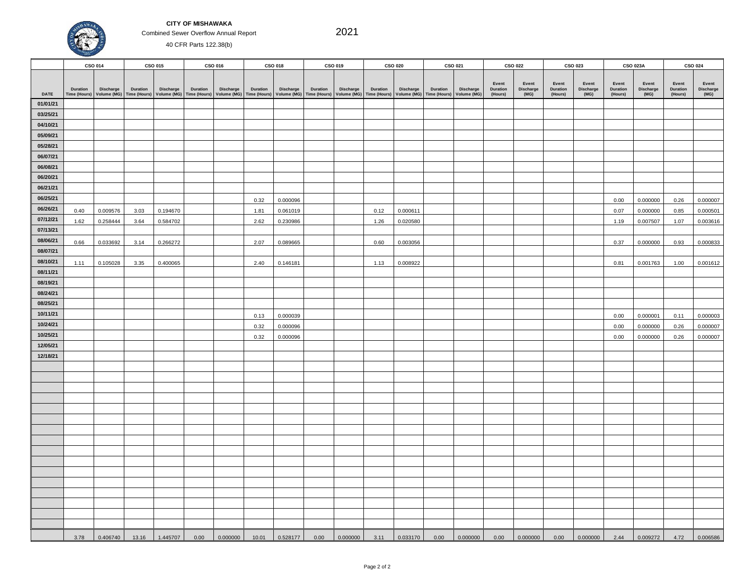**CITY OF MISHAWAKA**

Combined Sewer Overflow Annual Report

40 CFR Parts 122.38(b)

2021

| DATE | CSO 014 | | CSO 015 | | CSO 016 | | CSO 018 | | CSO 019 | | CSO 020 | | CSO 021 | | CSO 022 | | CSO 023 | | CSO 023A | | CSO 024 | |
|---|---|---|---|---|---|---|---|---|---|---|---|---|---|---|---|---|---|---|---|---|---|---|
| | Duration Time (Hours) | Discharge Volume (MG) | Duration Time (Hours) | Discharge Volume (MG) | Duration Time (Hours) | Discharge Volume (MG) | Duration Time (Hours) | Discharge Volume (MG) | Duration Time (Hours) | Discharge Volume (MG) | Duration Time (Hours) | Discharge Volume (MG) | Duration Time (Hours) | Discharge Volume (MG) | Event Duration (Hours) | Event Discharge (MG) | Event Duration (Hours) | Event Discharge (MG) | Event Duration (Hours) | Event Discharge (MG) | Event Duration (Hours) | Event Discharge (MG) |
| 01/01/21 | | | | | | | | | | | | | | | | | | | | | | |
| 03/25/21 | | | | | | | | | | | | | | | | | | | | | | |
| 04/10/21 | | | | | | | | | | | | | | | | | | | | | | |
| 05/09/21 | | | | | | | | | | | | | | | | | | | | | | |
| 05/28/21 | | | | | | | | | | | | | | | | | | | | | | |
| 06/07/21 | | | | | | | | | | | | | | | | | | | | | | |
| 06/08/21 | | | | | | | | | | | | | | | | | | | | | | |
| 06/20/21 | | | | | | | | | | | | | | | | | | | | | | |
| 06/21/21 | | | | | | | | | | | | | | | | | | | | | | |
| 06/25/21 | | | | | | | 0.32 | 0.000096 | | | | | | | | | | | 0.00 | 0.000000 | 0.26 | 0.000007 |
| 06/26/21 | 0.40 | 0.009576 | 3.03 | 0.194670 | | | 1.81 | 0.061019 | | | 0.12 | 0.000611 | | | | | | | 0.07 | 0.000000 | 0.85 | 0.000501 |
| 07/12/21 | 1.62 | 0.258444 | 3.64 | 0.584702 | | | 2.62 | 0.230986 | | | 1.26 | 0.020580 | | | | | | | 1.19 | 0.007507 | 1.07 | 0.003616 |
| 07/13/21 | | | | | | | | | | | | | | | | | | | | | | |
| 08/06/21 | 0.66 | 0.033692 | 3.14 | 0.266272 | | | 2.07 | 0.089665 | | | 0.60 | 0.003056 | | | | | | | 0.37 | 0.000000 | 0.93 | 0.000833 |
| 08/07/21 | | | | | | | | | | | | | | | | | | | | | | |
| 08/10/21 | 1.11 | 0.105028 | 3.35 | 0.400065 | | | 2.40 | 0.146181 | | | 1.13 | 0.008922 | | | | | | | 0.81 | 0.001763 | 1.00 | 0.001612 |
| 08/11/21 | | | | | | | | | | | | | | | | | | | | | | |
| 08/19/21 | | | | | | | | | | | | | | | | | | | | | | |
| 08/24/21 | | | | | | | | | | | | | | | | | | | | | | |
| 08/25/21 | | | | | | | | | | | | | | | | | | | | | | |
| 10/11/21 | | | | | | | 0.13 | 0.000039 | | | | | | | | | | | 0.00 | 0.000001 | 0.11 | 0.000003 |
| 10/24/21 | | | | | | | 0.32 | 0.000096 | | | | | | | | | | | 0.00 | 0.000000 | 0.26 | 0.000007 |
| 10/25/21 | | | | | | | 0.32 | 0.000096 | | | | | | | | | | | 0.00 | 0.000000 | 0.26 | 0.000007 |
| 12/05/21 | | | | | | | | | | | | | | | | | | | | | | |
| 12/18/21 | | | | | | | | | | | | | | | | | | | | | | |
| | 3.78 | 0.406740 | 13.16 | 1.445707 | 0.00 | 0.000000 | 10.01 | 0.528177 | 0.00 | 0.000000 | 3.11 | 0.033170 | 0.00 | 0.000000 | 0.00 | 0.000000 | 0.00 | 0.000000 | 2.44 | 0.009272 | 4.72 | 0.006586 |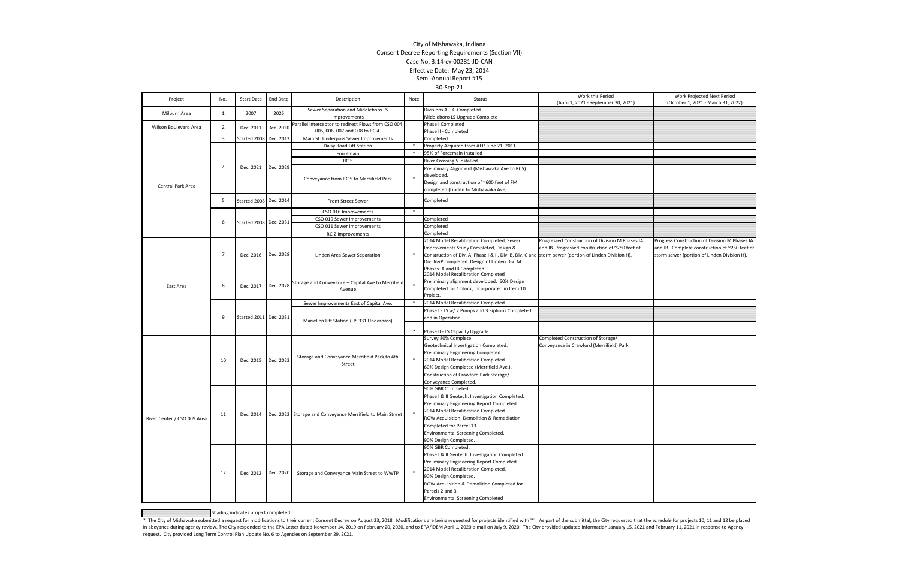City of Mishawaka, Indiana
Consent Decree Reporting Requirements (Section VII)
Case No. 3:14-cv-00281-JD-CAN
Effective Date: May 23, 2014
Semi-Annual Report #15
30-Sep-21

| Project | No. | Start Date | End Date | Description | Note | Status | Work this Period (April 1, 2021 - September 30, 2021) | Work Projected Next Period (October 1, 2021 - March 31, 2022) |
|---|---|---|---|---|---|---|---|---|
| Milburn Area | 1 | 2007 | 2026 | Sewer Separation and Middleboro LS Improvements | | Divisions A – G Completed<br>Middleboro LS Upgrade Complete | | |
| Wilson Boulevard Area | 2 | Dec. 2011 | Dec. 2020 | Parallel interceptor to redirect Flows from CSO 004, 005, 006, 007 and 008 to RC 4. | | Phase I Completed<br>Phase II - Completed | | |
| Central Park Area | 3 | Started 2008 | Dec. 2013 | Main St. Underpass Sewer Improvements | | Completed | | |
| | 4 | Dec. 2021 | Dec. 2029 | Daisy Road Lift Station | * | Property Acquired from AEP June 21, 2011 | | |
| | | | | Forcemain | * | 95% of Forcemain Installed | | |
| | | | | RC 5 | | River Crossing 5 Installed | | |
| | | | | Conveyance from RC 5 to Merrifield Park | * | Preliminary Alignment (Mishawaka Ave to RC5) developed.<br>Design and construction of ~600 feet of FM completed (Linden to Mishawaka Ave). | | |
| | 5 | Started 2008 | Dec. 2014 | Front Street Sewer | | Completed | | |
| | 6 | Started 2008 | Dec. 2031 | CSO 016 Improvements | * | | | |
| | | | | CSO 019 Sewer Improvements | | Completed | | |
| | | | | CSO 011 Sewer Improvements | | Completed | | |
| | | | | RC 2 Improvements | | Completed | | |
| East Area | 7 | Dec. 2016 | Dec. 2028 | Linden Area Sewer Separation | * | 2014 Model Recalibration Completed, Sewer Improvements Study Completed, Design & Construction of Div. A, Phase I & II, Div. B, Div. C and Div. N&P completed. Design of Linden Div. M Phases IA and IB Completed. | Progressed Construction of Division M Phases IA and IB. Progressed construction of ~250 feet of storm sewer (portion of Linden Division H). | Progress Construction of Division M Phases IA and IB. Complete construction of ~250 feet of storm sewer (portion of Linden Division H). |
| | 8 | Dec. 2017 | Dec. 2028 | Storage and Conveyance – Capital Ave to Merrifield Avenue | * | 2014 Model Recalibration Completed<br>Preliminary alignment developed. 60% Design Completed for 1 block, incorporated in Item 10 Project. | | |
| | 9 | Started 2011 | Dec. 2031 | Sewer Improvements East of Capital Ave. | * | 2014 Model Recalibration Completed | | |
| | | | | Mariellen Lift Station (US 331 Underpass) | | Phase I - LS w/ 2 Pumps and 3 Siphons Completed and in Operation | | |
| | | | | | * | Phase II - LS Capacity Upgrade | | |
| River Center / CSO 009 Area | 10 | Dec. 2015 | Dec. 2023 | Storage and Conveyance Merrifield Park to 4th Street | * | Survey 80% Complete<br>Geotechnical Investigation Completed.<br>Preliminary Engineering Completed.<br>2014 Model Recalibration Completed.<br>60% Design Completed (Merrifield Ave.).<br>Construction of Crawford Park Storage/ Conveyance Completed. | Completed Construction of Storage/ Conveyance in Crawford (Merrifield) Park. | |
| | 11 | Dec. 2014 | Dec. 2022 | Storage and Conveyance Merrifield to Main Street | * | 90% GBR Completed.<br>Phase I & II Geotech. Investigation Completed.<br>Preliminary Engineering Report Completed.<br>2014 Model Recalibration Completed.<br>ROW Acquisition, Demolition & Remediation Completed for Parcel 13.<br>Environmental Screening Completed.<br>90% Design Completed. | | |
| | 12 | Dec. 2012 | Dec. 2020 | Storage and Conveyance Main Street to WWTP | * | 90% GBR Completed.<br>Phase I & II Geotech. Investigation Completed.<br>Preliminary Engineering Report Completed.<br>2014 Model Recalibration Completed.<br>90% Design Completed.<br>ROW Acquisition & Demolition Completed for Parcels 2 and 3.<br>Environmental Screening Completed | | |

Shading indicates project completed.

* The City of Mishawaka submitted a request for modifications to their current Consent Decree on August 23, 2018. Modifications are being requested for projects identified with '*'. As part of the submittal, the City requested that the schedule for projects 10, 11 and 12 be placed in abeyance during agency review. The City responded to the EPA Letter dated November 14, 2019 on February 20, 2020, and to EPA/IDEM April 1, 2020 e-mail on July 9, 2020. The City provided updated information January 15, 2021 and February 11, 2021 in response to Agency request. City provided Long Term Control Plan Update No. 6 to Agencies on September 29, 2021.